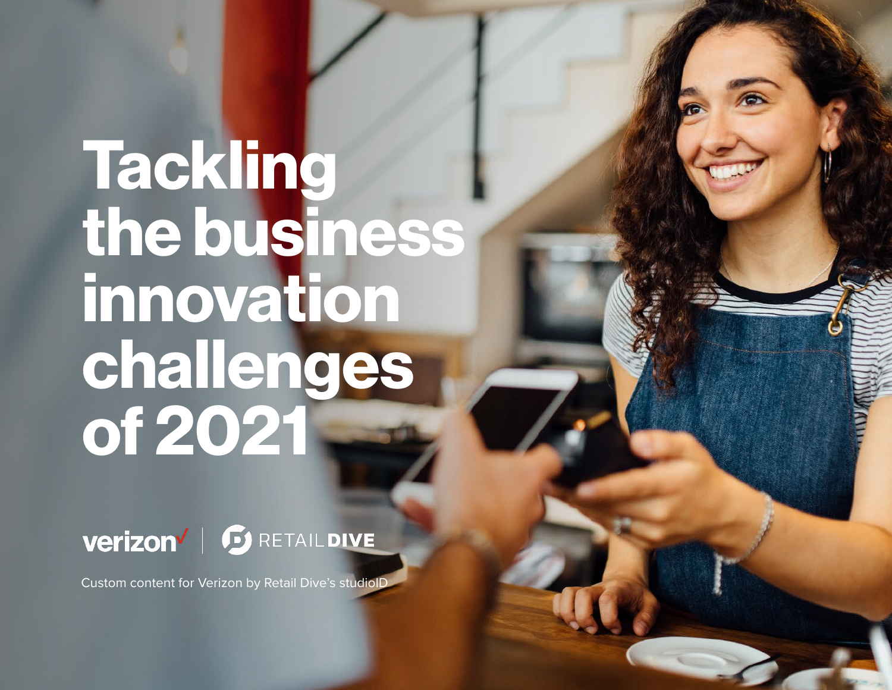# Tackling the business innovation challenges of 2021

verizon | RETAILDIVE

Custom content for Verizon by Retail Dive's studioID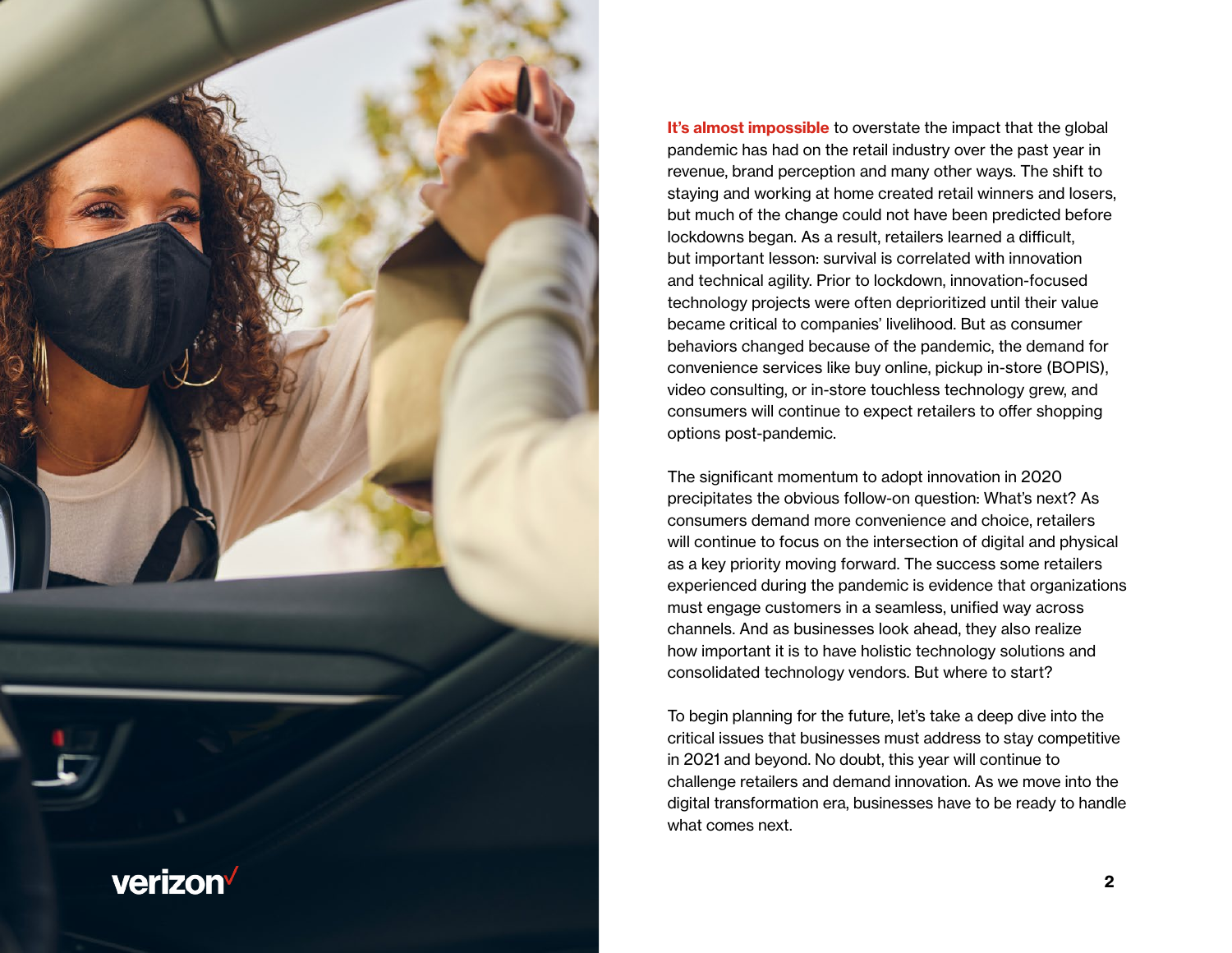**It's almost impossible** to overstate the impact that the global pandemic has had on the retail industry over the past year in revenue, brand perception and many other ways. The shift to staying and working at home created retail winners and losers, but much of the change could not have been predicted before lockdowns began. As a result, retailers learned a difficult, but important lesson: survival is correlated with innovation and technical agility. Prior to lockdown, innovation-focused technology projects were often deprioritized until their value became critical to companies' livelihood. But as consumer behaviors changed because of the pandemic, the demand for convenience services like buy online, pickup in-store (BOPIS), video consulting, or in-store touchless technology grew, and consumers will continue to expect retailers to offer shopping options post-pandemic.

The significant momentum to adopt innovation in 2020 precipitates the obvious follow-on question: What's next? As consumers demand more convenience and choice, retailers will continue to focus on the intersection of digital and physical as a key priority moving forward. The success some retailers experienced during the pandemic is evidence that organizations must engage customers in a seamless, unified way across channels. And as businesses look ahead, they also realize how important it is to have holistic technology solutions and consolidated technology vendors. But where to start?

To begin planning for the future, let's take a deep dive into the critical issues that businesses must address to stay competitive in 2021 and beyond. No doubt, this year will continue to challenge retailers and demand innovation. As we move into the digital transformation era, businesses have to be ready to handle what comes next.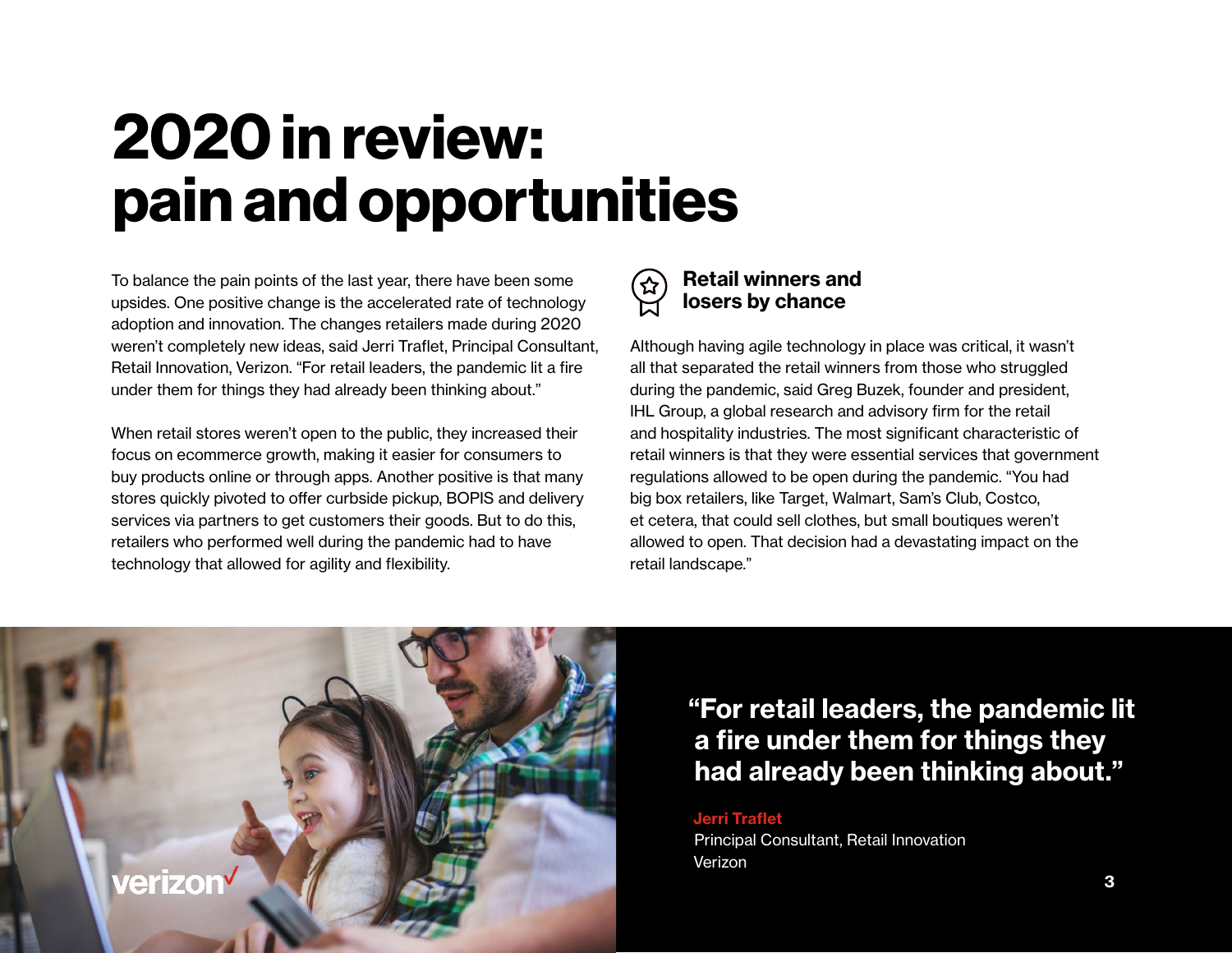# 2020 in review: pain and opportunities

To balance the pain points of the last year, there have been some upsides. One positive change is the accelerated rate of technology adoption and innovation. The changes retailers made during 2020 weren't completely new ideas, said Jerri Traflet, Principal Consultant, Retail Innovation, Verizon. "For retail leaders, the pandemic lit a fire under them for things they had already been thinking about."

When retail stores weren't open to the public, they increased their focus on ecommerce growth, making it easier for consumers to buy products online or through apps. Another positive is that many stores quickly pivoted to offer curbside pickup, BOPIS and delivery services via partners to get customers their goods. But to do this, retailers who performed well during the pandemic had to have technology that allowed for agility and flexibility.

### Retail winners and losers by chance

Although having agile technology in place was critical, it wasn't all that separated the retail winners from those who struggled during the pandemic, said Greg Buzek, founder and president, IHL Group, a global research and advisory firm for the retail and hospitality industries. The most significant characteristic of retail winners is that they were essential services that government regulations allowed to be open during the pandemic. "You had big box retailers, like Target, Walmart, Sam's Club, Costco, et cetera, that could sell clothes, but small boutiques weren't allowed to open. That decision had a devastating impact on the retail landscape."

> **"For retail leaders, the pandemic lit a fire under them for things they had already been thinking about."**
>
> **Jerri Traflet**
> Principal Consultant, Retail Innovation
> Verizon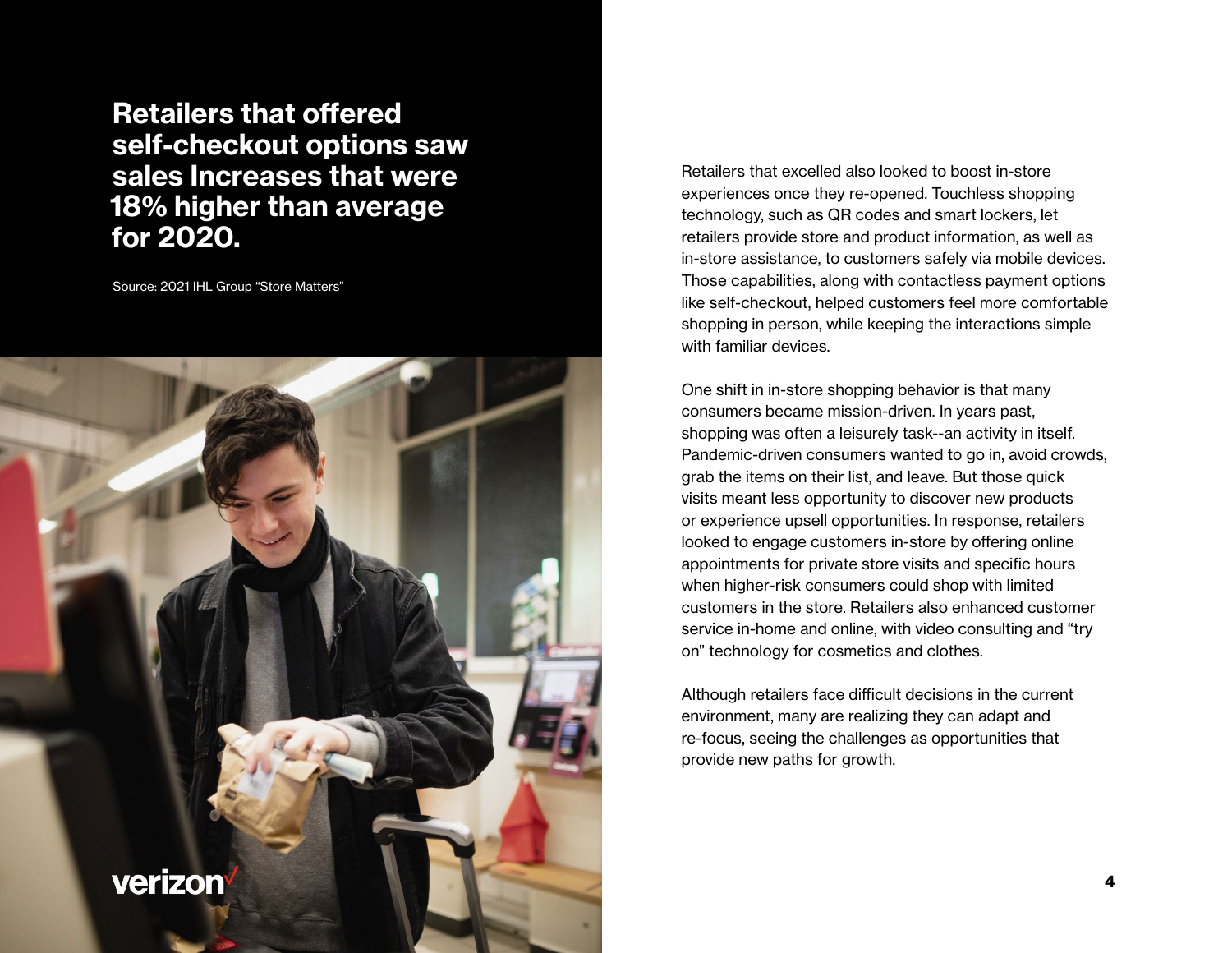**Retailers that offered self-checkout options saw sales Increases that were 18% higher than average for 2020.**

Source: 2021 IHL Group "Store Matters"

Retailers that excelled also looked to boost in-store experiences once they re-opened. Touchless shopping technology, such as QR codes and smart lockers, let retailers provide store and product information, as well as in-store assistance, to customers safely via mobile devices. Those capabilities, along with contactless payment options like self-checkout, helped customers feel more comfortable shopping in person, while keeping the interactions simple with familiar devices.

One shift in in-store shopping behavior is that many consumers became mission-driven. In years past, shopping was often a leisurely task--an activity in itself. Pandemic-driven consumers wanted to go in, avoid crowds, grab the items on their list, and leave. But those quick visits meant less opportunity to discover new products or experience upsell opportunities. In response, retailers looked to engage customers in-store by offering online appointments for private store visits and specific hours when higher-risk consumers could shop with limited customers in the store. Retailers also enhanced customer service in-home and online, with video consulting and "try on" technology for cosmetics and clothes.

Although retailers face difficult decisions in the current environment, many are realizing they can adapt and re-focus, seeing the challenges as opportunities that provide new paths for growth.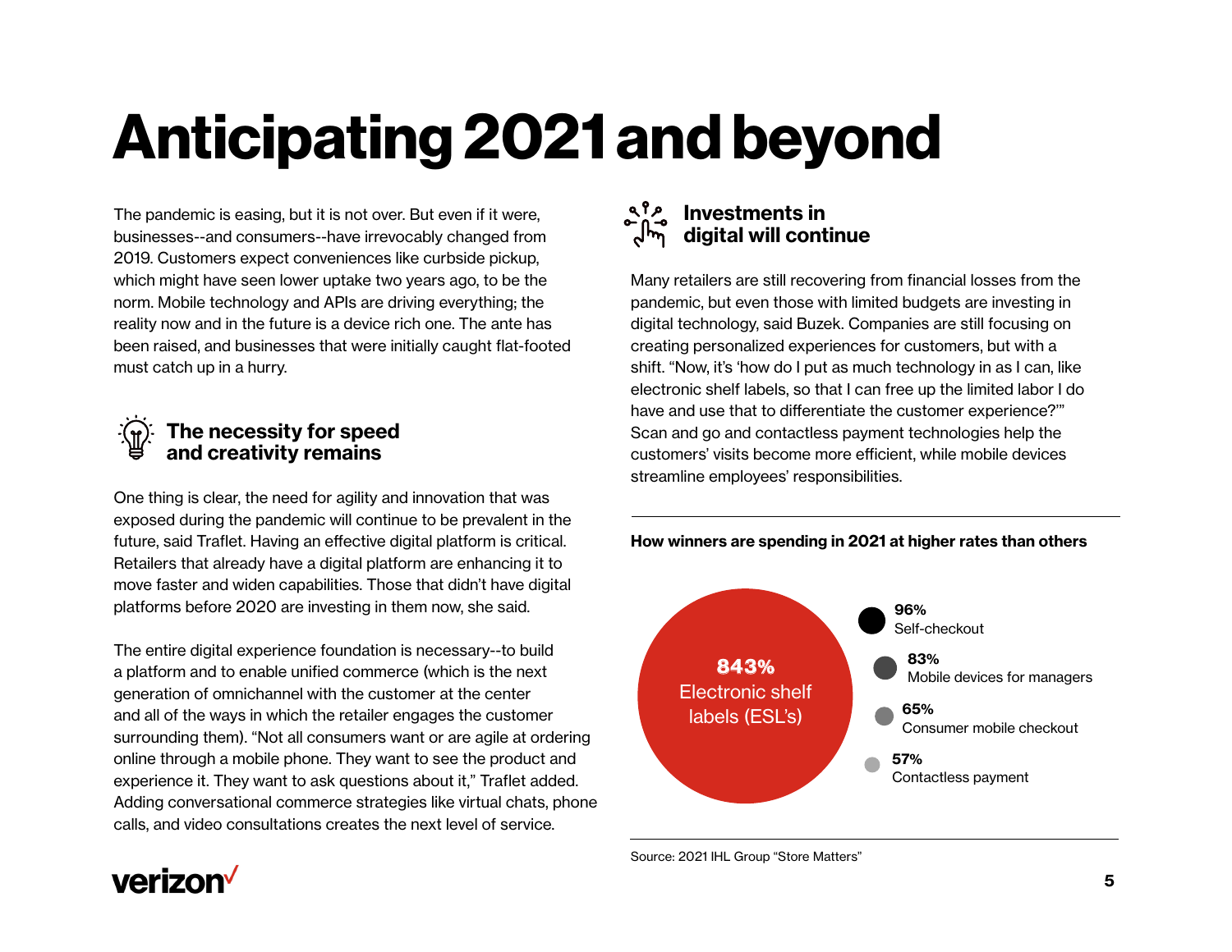# Anticipating 2021 and beyond

The pandemic is easing, but it is not over. But even if it were, businesses--and consumers--have irrevocably changed from 2019. Customers expect conveniences like curbside pickup, which might have seen lower uptake two years ago, to be the norm. Mobile technology and APIs are driving everything; the reality now and in the future is a device rich one. The ante has been raised, and businesses that were initially caught flat-footed must catch up in a hurry.

## The necessity for speed and creativity remains

One thing is clear, the need for agility and innovation that was exposed during the pandemic will continue to be prevalent in the future, said Traflet. Having an effective digital platform is critical. Retailers that already have a digital platform are enhancing it to move faster and widen capabilities. Those that didn't have digital platforms before 2020 are investing in them now, she said.

The entire digital experience foundation is necessary--to build a platform and to enable unified commerce (which is the next generation of omnichannel with the customer at the center and all of the ways in which the retailer engages the customer surrounding them). "Not all consumers want or are agile at ordering online through a mobile phone. They want to see the product and experience it. They want to ask questions about it," Traflet added. Adding conversational commerce strategies like virtual chats, phone calls, and video consultations creates the next level of service.

## Investments in digital will continue

Many retailers are still recovering from financial losses from the pandemic, but even those with limited budgets are investing in digital technology, said Buzek. Companies are still focusing on creating personalized experiences for customers, but with a shift. "Now, it's 'how do I put as much technology in as I can, like electronic shelf labels, so that I can free up the limited labor I do have and use that to differentiate the customer experience?'" Scan and go and contactless payment technologies help the customers' visits become more efficient, while mobile devices streamline employees' responsibilities.

**How winners are spending in 2021 at higher rates than others**

- **843%** Electronic shelf labels (ESL's)
- **96%** Self-checkout
- **83%** Mobile devices for managers
- **65%** Consumer mobile checkout
- **57%** Contactless payment

Source: 2021 IHL Group "Store Matters"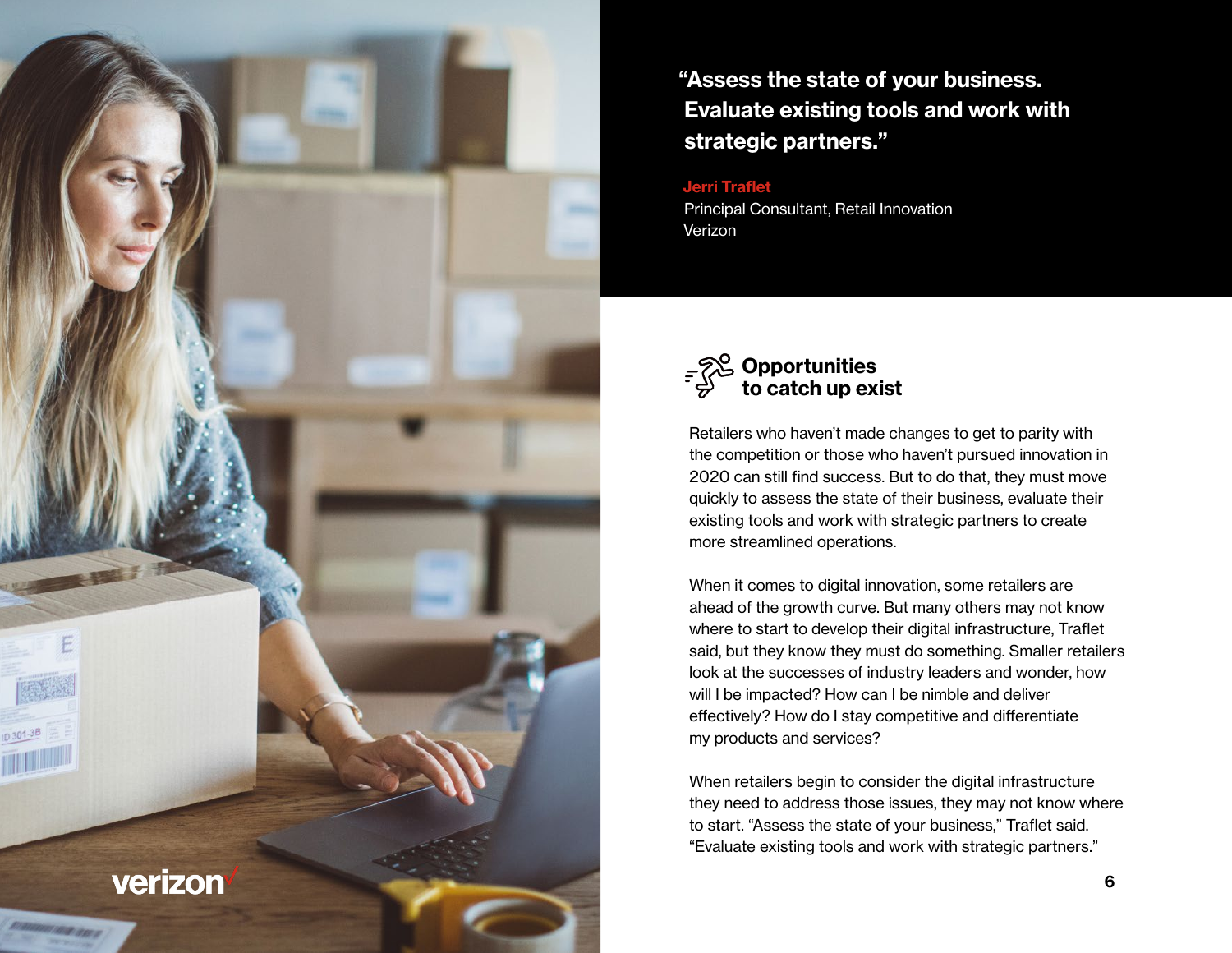> "Assess the state of your business. Evaluate existing tools and work with strategic partners."
>
> **Jerri Traflet**
> Principal Consultant, Retail Innovation
> Verizon

## Opportunities to catch up exist

Retailers who haven't made changes to get to parity with the competition or those who haven't pursued innovation in 2020 can still find success. But to do that, they must move quickly to assess the state of their business, evaluate their existing tools and work with strategic partners to create more streamlined operations.

When it comes to digital innovation, some retailers are ahead of the growth curve. But many others may not know where to start to develop their digital infrastructure, Traflet said, but they know they must do something. Smaller retailers look at the successes of industry leaders and wonder, how will I be impacted? How can I be nimble and deliver effectively? How do I stay competitive and differentiate my products and services?

When retailers begin to consider the digital infrastructure they need to address those issues, they may not know where to start. "Assess the state of your business," Traflet said. "Evaluate existing tools and work with strategic partners."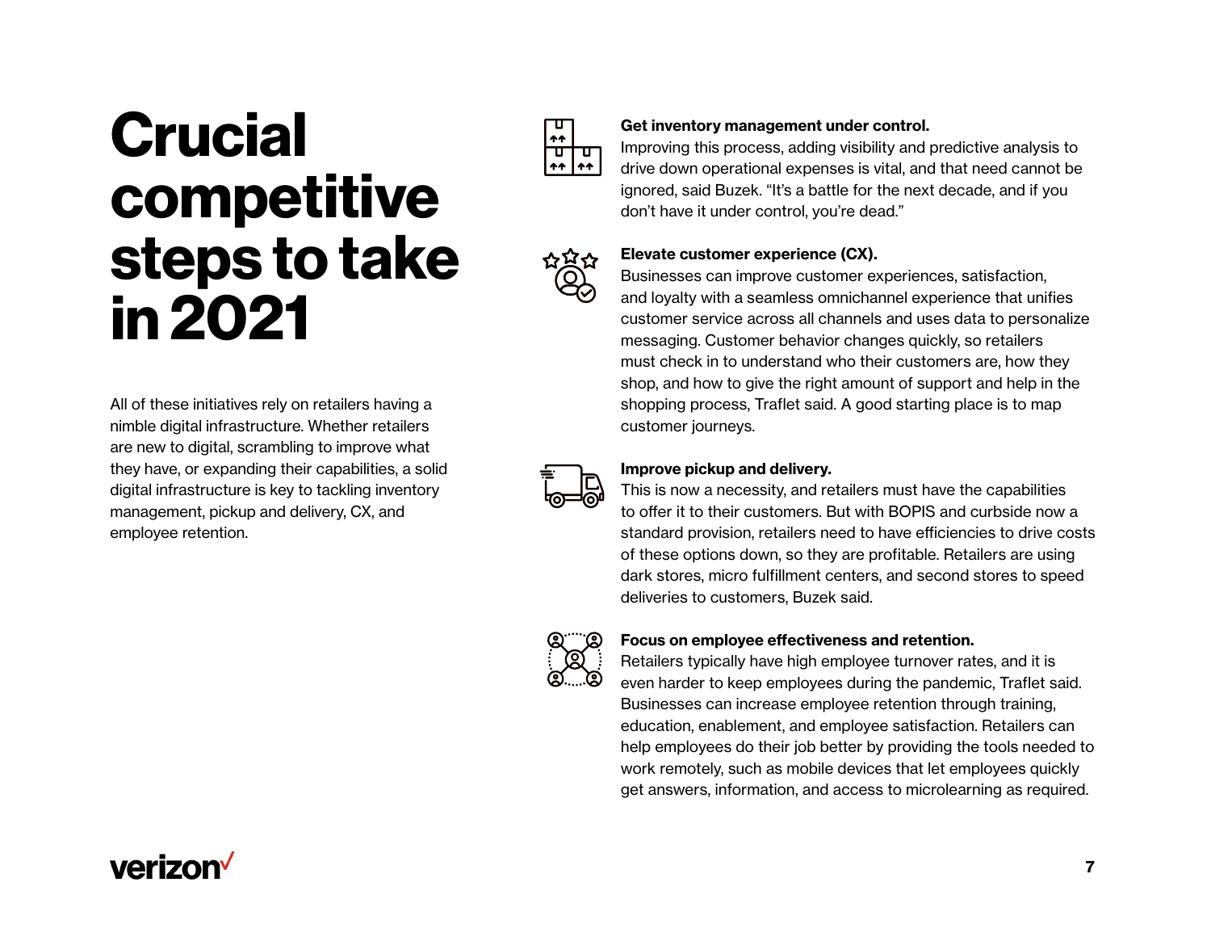# Crucial competitive steps to take in 2021

All of these initiatives rely on retailers having a nimble digital infrastructure. Whether retailers are new to digital, scrambling to improve what they have, or expanding their capabilities, a solid digital infrastructure is key to tackling inventory management, pickup and delivery, CX, and employee retention.

**Get inventory management under control.**
Improving this process, adding visibility and predictive analysis to drive down operational expenses is vital, and that need cannot be ignored, said Buzek. "It's a battle for the next decade, and if you don't have it under control, you're dead."

**Elevate customer experience (CX).**
Businesses can improve customer experiences, satisfaction, and loyalty with a seamless omnichannel experience that unifies customer service across all channels and uses data to personalize messaging. Customer behavior changes quickly, so retailers must check in to understand who their customers are, how they shop, and how to give the right amount of support and help in the shopping process, Traflet said. A good starting place is to map customer journeys.

**Improve pickup and delivery.**
This is now a necessity, and retailers must have the capabilities to offer it to their customers. But with BOPIS and curbside now a standard provision, retailers need to have efficiencies to drive costs of these options down, so they are profitable. Retailers are using dark stores, micro fulfillment centers, and second stores to speed deliveries to customers, Buzek said.

**Focus on employee effectiveness and retention.**
Retailers typically have high employee turnover rates, and it is even harder to keep employees during the pandemic, Traflet said. Businesses can increase employee retention through training, education, enablement, and employee satisfaction. Retailers can help employees do their job better by providing the tools needed to work remotely, such as mobile devices that let employees quickly get answers, information, and access to microlearning as required.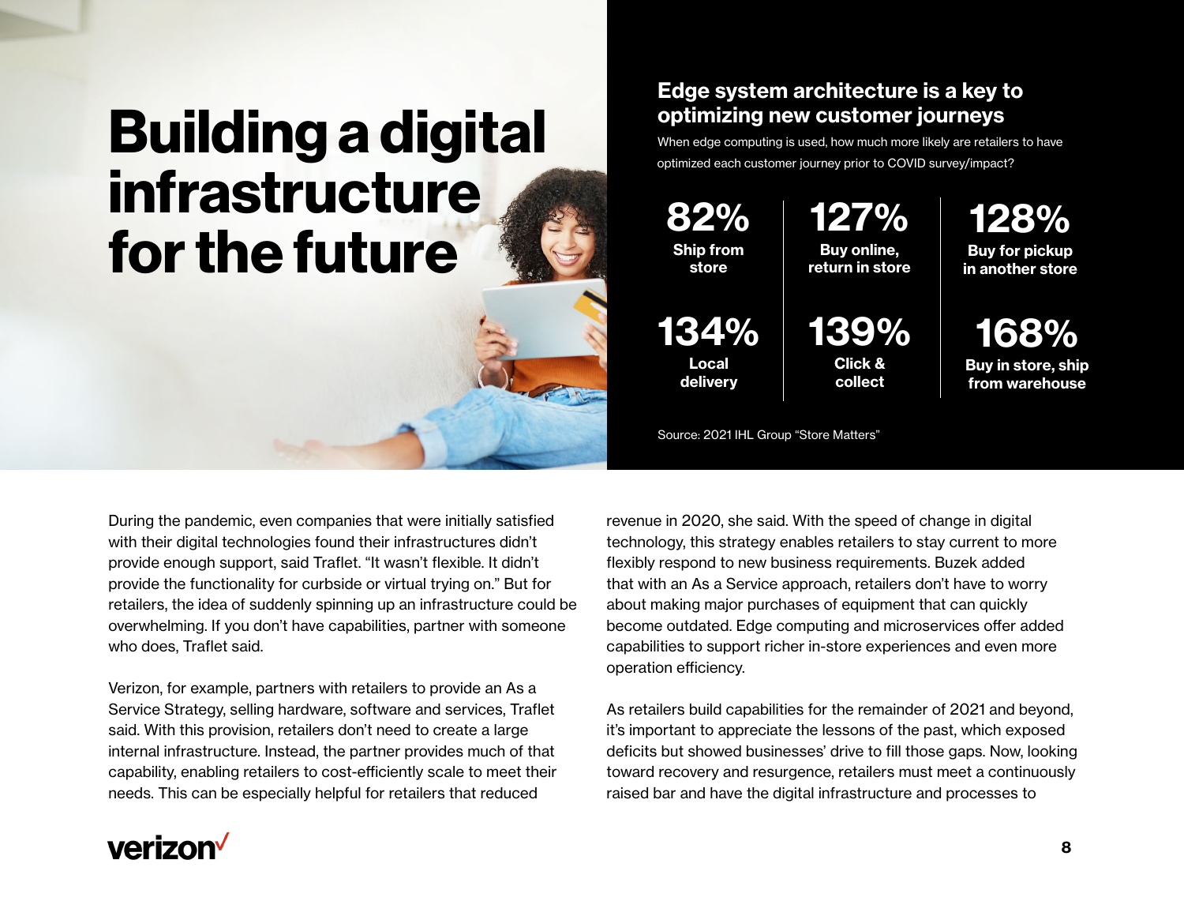# Building a digital infrastructure for the future

## Edge system architecture is a key to optimizing new customer journeys

When edge computing is used, how much more likely are retailers to have optimized each customer journey prior to COVID survey/impact?

| | | |
|---|---|---|
| **82%** Ship from store | **127%** Buy online, return in store | **128%** Buy for pickup in another store |
| **134%** Local delivery | **139%** Click & collect | **168%** Buy in store, ship from warehouse |

Source: 2021 IHL Group "Store Matters"

During the pandemic, even companies that were initially satisfied with their digital technologies found their infrastructures didn't provide enough support, said Traflet. "It wasn't flexible. It didn't provide the functionality for curbside or virtual trying on." But for retailers, the idea of suddenly spinning up an infrastructure could be overwhelming. If you don't have capabilities, partner with someone who does, Traflet said.

Verizon, for example, partners with retailers to provide an As a Service Strategy, selling hardware, software and services, Traflet said. With this provision, retailers don't need to create a large internal infrastructure. Instead, the partner provides much of that capability, enabling retailers to cost-efficiently scale to meet their needs. This can be especially helpful for retailers that reduced revenue in 2020, she said. With the speed of change in digital technology, this strategy enables retailers to stay current to more flexibly respond to new business requirements. Buzek added that with an As a Service approach, retailers don't have to worry about making major purchases of equipment that can quickly become outdated. Edge computing and microservices offer added capabilities to support richer in-store experiences and even more operation efficiency.

As retailers build capabilities for the remainder of 2021 and beyond, it's important to appreciate the lessons of the past, which exposed deficits but showed businesses' drive to fill those gaps. Now, looking toward recovery and resurgence, retailers must meet a continuously raised bar and have the digital infrastructure and processes to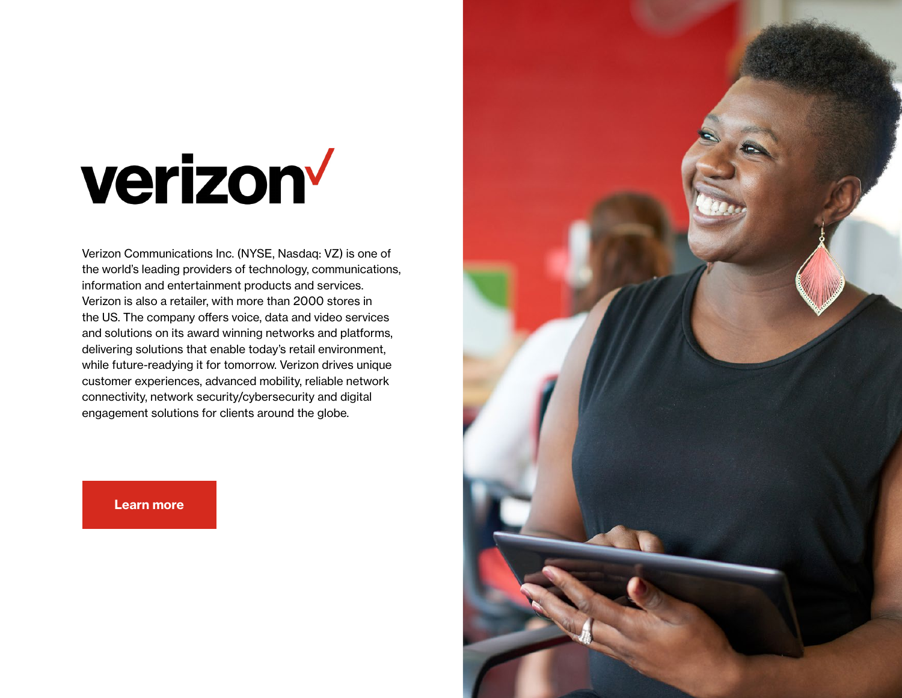# verizon

Verizon Communications Inc. (NYSE, Nasdaq: VZ) is one of the world's leading providers of technology, communications, information and entertainment products and services. Verizon is also a retailer, with more than 2000 stores in the US. The company offers voice, data and video services and solutions on its award winning networks and platforms, delivering solutions that enable today's retail environment, while future-readying it for tomorrow. Verizon drives unique customer experiences, advanced mobility, reliable network connectivity, network security/cybersecurity and digital engagement solutions for clients around the globe.

Learn more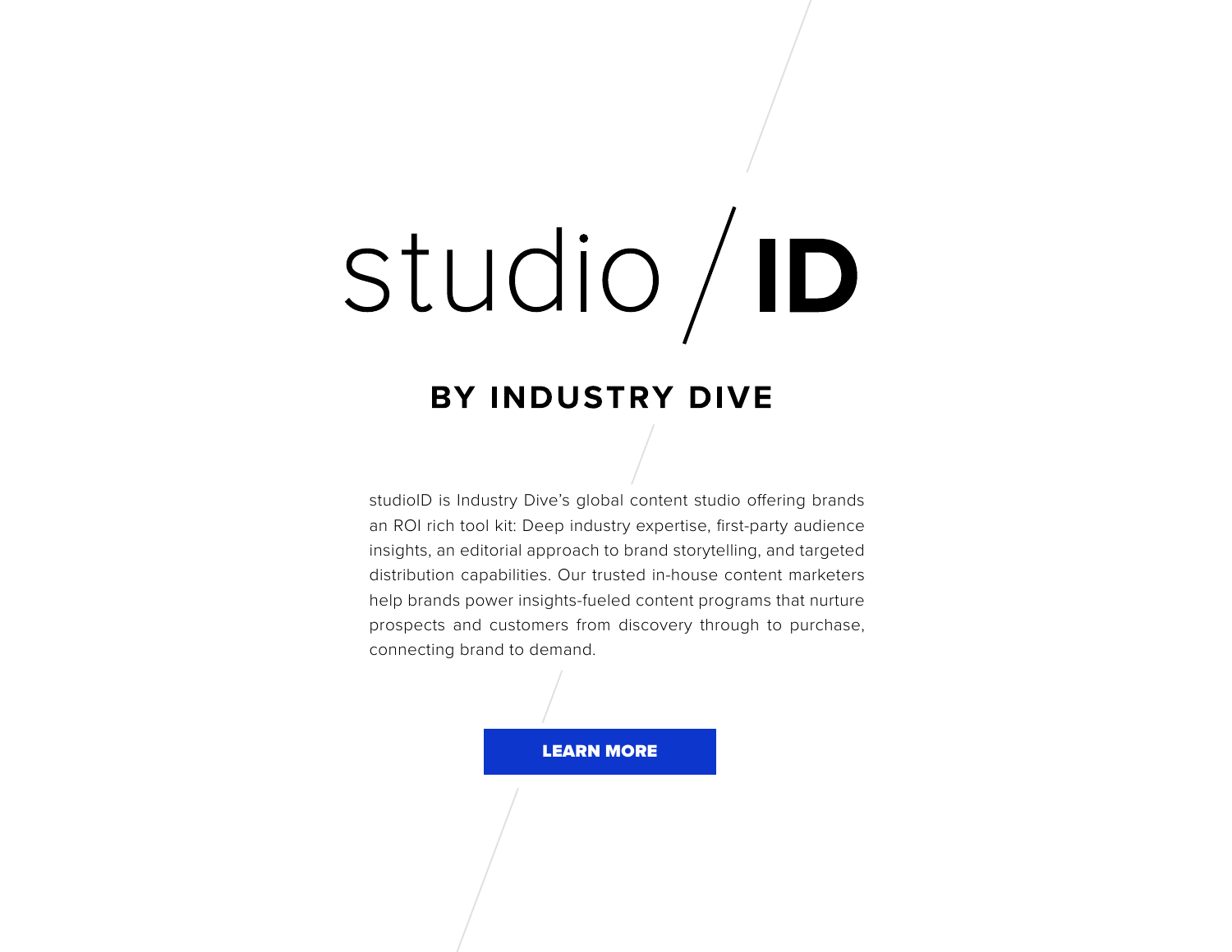# studio / ID

## BY INDUSTRY DIVE

studioID is Industry Dive's global content studio offering brands an ROI rich tool kit: Deep industry expertise, first-party audience insights, an editorial approach to brand storytelling, and targeted distribution capabilities. Our trusted in-house content marketers help brands power insights-fueled content programs that nurture prospects and customers from discovery through to purchase, connecting brand to demand.

**LEARN MORE**